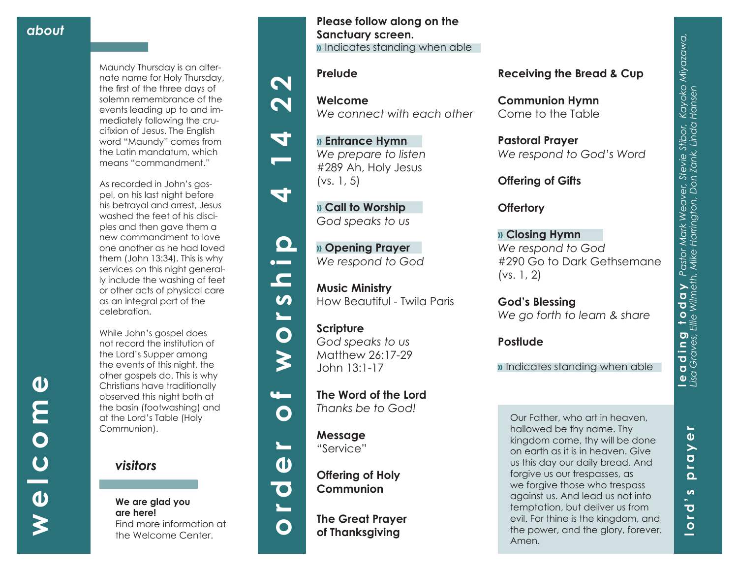# welcome

## about

Maundy Thursday is an alternate name for Holy Thursday, the first of the three days of solemn remembrance of the events leading up to and immediately following the crucifixion of Jesus. The English word "Maundy" comes from the Latin mandatum, which means "commandment."

As recorded in John's gospel, on his last night before his betrayal and arrest, Jesus washed the feet of his disciples and then gave them a new commandment to love one another as he had loved them (John 13:34). This is why services on this night generally include the washing of feet or other acts of physical care as an integral part of the celebration.

While John's gospel does not record the institution of the Lord's Supper among the events of this night, the other gospels do. This is why Christians have traditionally observed this night both at the basin (footwashing) and at the Lord's Table (Holy Communion).

## visitors

**We are glad you are here!**
Find more information at the Welcome Center.

# order of worship 4 14 22

**Please follow along on the Sanctuary screen.**
» Indicates standing when able

**Prelude**

**Welcome**
*We connect with each other*

**» Entrance Hymn**
*We prepare to listen*
#289 Ah, Holy Jesus (vs. 1, 5)

**» Call to Worship**
*God speaks to us*

**» Opening Prayer**
*We respond to God*

**Music Ministry**
How Beautiful - Twila Paris

**Scripture**
*God speaks to us*
Matthew 26:17-29
John 13:1-17

**The Word of the Lord**
*Thanks be to God!*

**Message**
"Service"

**Offering of Holy Communion**

**The Great Prayer of Thanksgiving**

**Receiving the Bread & Cup**

**Communion Hymn**
Come to the Table

**Pastoral Prayer**
*We respond to God's Word*

**Offering of Gifts**

**Offertory**

**» Closing Hymn**
*We respond to God*
#290 Go to Dark Gethsemane (vs. 1, 2)

**God's Blessing**
*We go forth to learn & share*

**Postlude**

» Indicates standing when able

# lord's prayer

Our Father, who art in heaven, hallowed be thy name. Thy kingdom come, thy will be done on earth as it is in heaven. Give us this day our daily bread. And forgive us our trespasses, as we forgive those who trespass against us. And lead us not into temptation, but deliver us from evil. For thine is the kingdom, and the power, and the glory, forever. Amen.

# leading today

*Pastor Mark Weaver, Stevie Stibor, Kayoko Miyazawa, Lisa Graves, Ellie Wilmeth, Mike Harrington, Don Zank, Linda Hansen*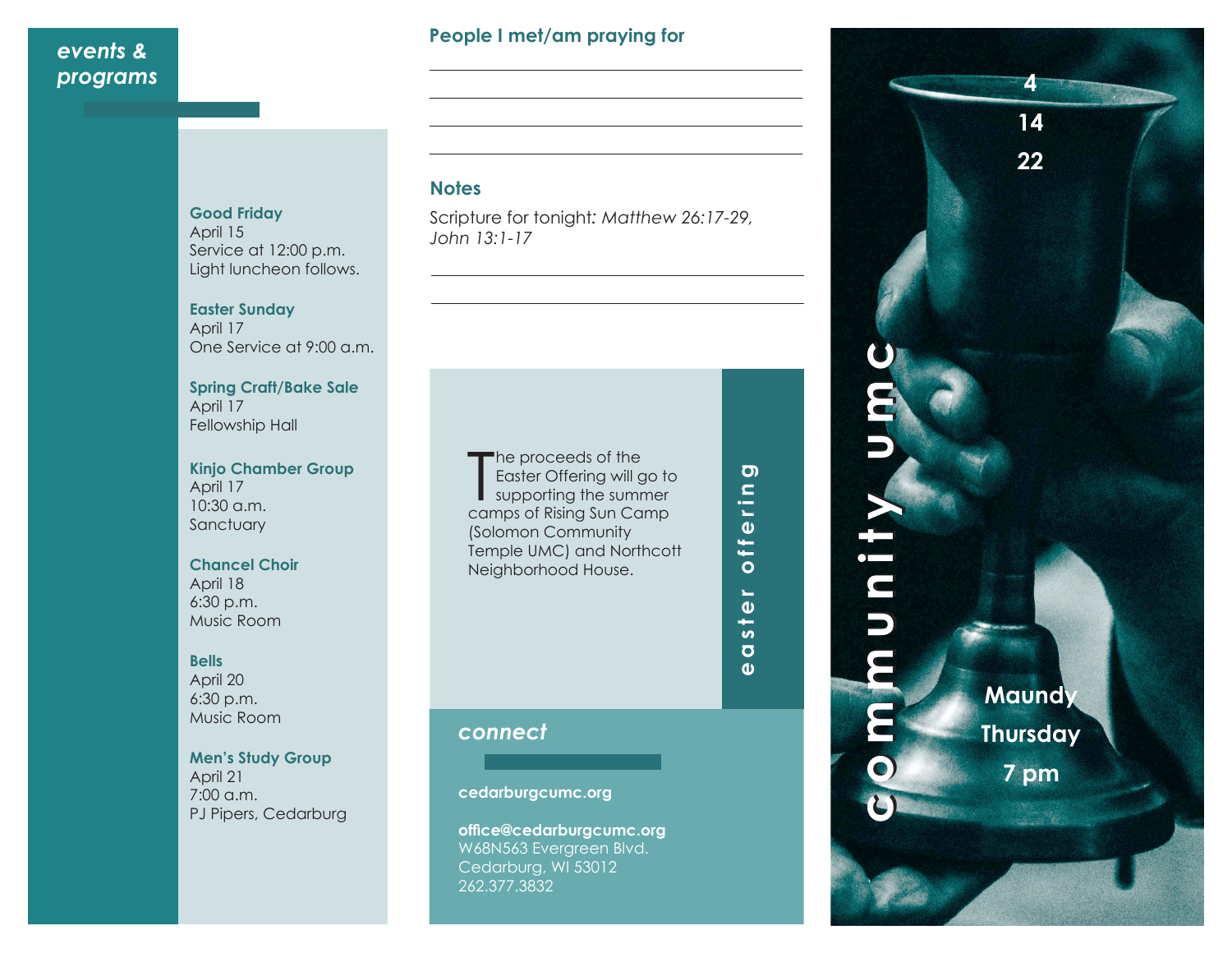## events & programs

**Good Friday**
April 15
Service at 12:00 p.m.
Light luncheon follows.

**Easter Sunday**
April 17
One Service at 9:00 a.m.

**Spring Craft/Bake Sale**
April 17
Fellowship Hall

**Kinjo Chamber Group**
April 17
10:30 a.m.
Sanctuary

**Chancel Choir**
April 18
6:30 p.m.
Music Room

**Bells**
April 20
6:30 p.m.
Music Room

**Men's Study Group**
April 21
7:00 a.m.
PJ Pipers, Cedarburg

## People I met/am praying for

______________________________

______________________________

______________________________

______________________________

## Notes

Scripture for tonight: *Matthew 26:17-29, John 13:1-17*

______________________________

______________________________

## easter offering

The proceeds of the Easter Offering will go to supporting the summer camps of Rising Sun Camp (Solomon Community Temple UMC) and Northcott Neighborhood House.

## connect

**cedarburgcumc.org**

**office@cedarburgcumc.org**
W68N563 Evergreen Blvd.
Cedarburg, WI 53012
262.377.3832

## community umc

4
14
22

**Maundy Thursday**
**7 pm**